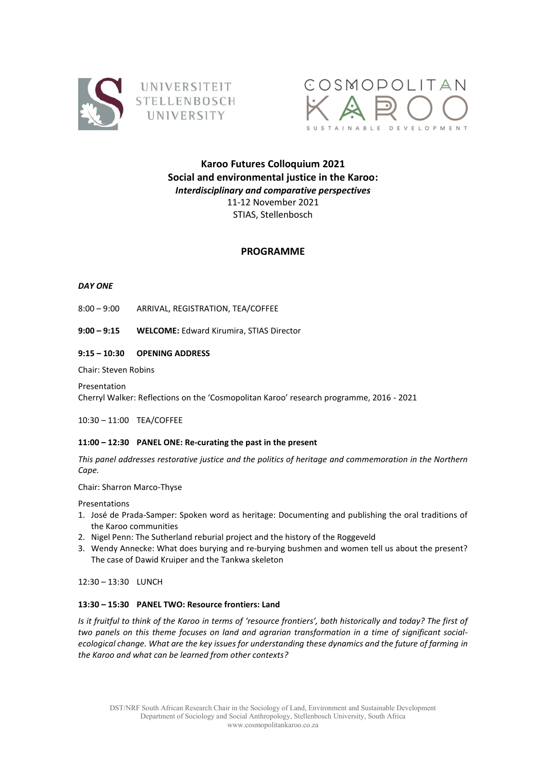UNIVERSITEIT STELLENBOSCH UNIVERSITY

COSMOPOLITAN KAROO SUSTAINABLE DEVELOPMENT

# Karoo Futures Colloquium 2021
## Social and environmental justice in the Karoo:
### *Interdisciplinary and comparative perspectives*

11-12 November 2021

STIAS, Stellenbosch

## PROGRAMME

***DAY ONE***

8:00 – 9:00 ARRIVAL, REGISTRATION, TEA/COFFEE

**9:00 – 9:15 WELCOME:** Edward Kirumira, STIAS Director

**9:15 – 10:30 OPENING ADDRESS**

Chair: Steven Robins

Presentation

Cherryl Walker: Reflections on the 'Cosmopolitan Karoo' research programme, 2016 - 2021

10:30 – 11:00 TEA/COFFEE

**11:00 – 12:30 PANEL ONE: Re-curating the past in the present**

*This panel addresses restorative justice and the politics of heritage and commemoration in the Northern Cape.*

Chair: Sharron Marco-Thyse

Presentations

1. José de Prada-Samper: Spoken word as heritage: Documenting and publishing the oral traditions of the Karoo communities
2. Nigel Penn: The Sutherland reburial project and the history of the Roggeveld
3. Wendy Annecke: What does burying and re-burying bushmen and women tell us about the present? The case of Dawid Kruiper and the Tankwa skeleton

12:30 – 13:30 LUNCH

**13:30 – 15:30 PANEL TWO: Resource frontiers: Land**

*Is it fruitful to think of the Karoo in terms of 'resource frontiers', both historically and today? The first of two panels on this theme focuses on land and agrarian transformation in a time of significant social-ecological change. What are the key issues for understanding these dynamics and the future of farming in the Karoo and what can be learned from other contexts?*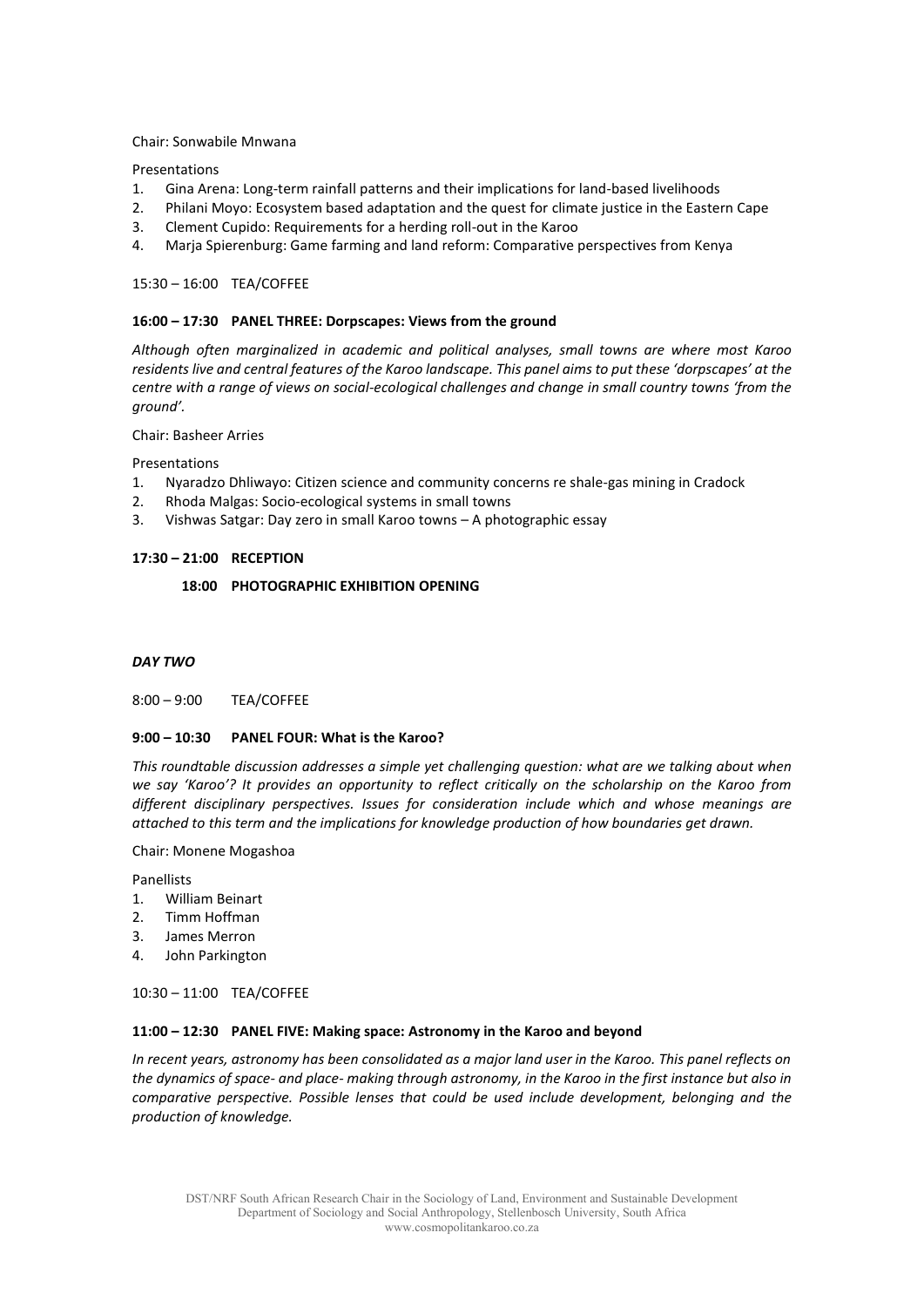Chair: Sonwabile Mnwana

Presentations

1. Gina Arena: Long-term rainfall patterns and their implications for land-based livelihoods
2. Philani Moyo: Ecosystem based adaptation and the quest for climate justice in the Eastern Cape
3. Clement Cupido: Requirements for a herding roll-out in the Karoo
4. Marja Spierenburg: Game farming and land reform: Comparative perspectives from Kenya

15:30 – 16:00 TEA/COFFEE

**16:00 – 17:30 PANEL THREE: Dorpscapes: Views from the ground**

*Although often marginalized in academic and political analyses, small towns are where most Karoo residents live and central features of the Karoo landscape. This panel aims to put these 'dorpscapes' at the centre with a range of views on social-ecological challenges and change in small country towns 'from the ground'.*

Chair: Basheer Arries

Presentations

1. Nyaradzo Dhliwayo: Citizen science and community concerns re shale-gas mining in Cradock
2. Rhoda Malgas: Socio-ecological systems in small towns
3. Vishwas Satgar: Day zero in small Karoo towns – A photographic essay

**17:30 – 21:00 RECEPTION**

**18:00 PHOTOGRAPHIC EXHIBITION OPENING**

***DAY TWO***

8:00 – 9:00 TEA/COFFEE

**9:00 – 10:30 PANEL FOUR: What is the Karoo?**

*This roundtable discussion addresses a simple yet challenging question: what are we talking about when we say 'Karoo'? It provides an opportunity to reflect critically on the scholarship on the Karoo from different disciplinary perspectives. Issues for consideration include which and whose meanings are attached to this term and the implications for knowledge production of how boundaries get drawn.*

Chair: Monene Mogashoa

Panellists

1. William Beinart
2. Timm Hoffman
3. James Merron
4. John Parkington

10:30 – 11:00 TEA/COFFEE

**11:00 – 12:30 PANEL FIVE: Making space: Astronomy in the Karoo and beyond**

*In recent years, astronomy has been consolidated as a major land user in the Karoo. This panel reflects on the dynamics of space- and place- making through astronomy, in the Karoo in the first instance but also in comparative perspective. Possible lenses that could be used include development, belonging and the production of knowledge.*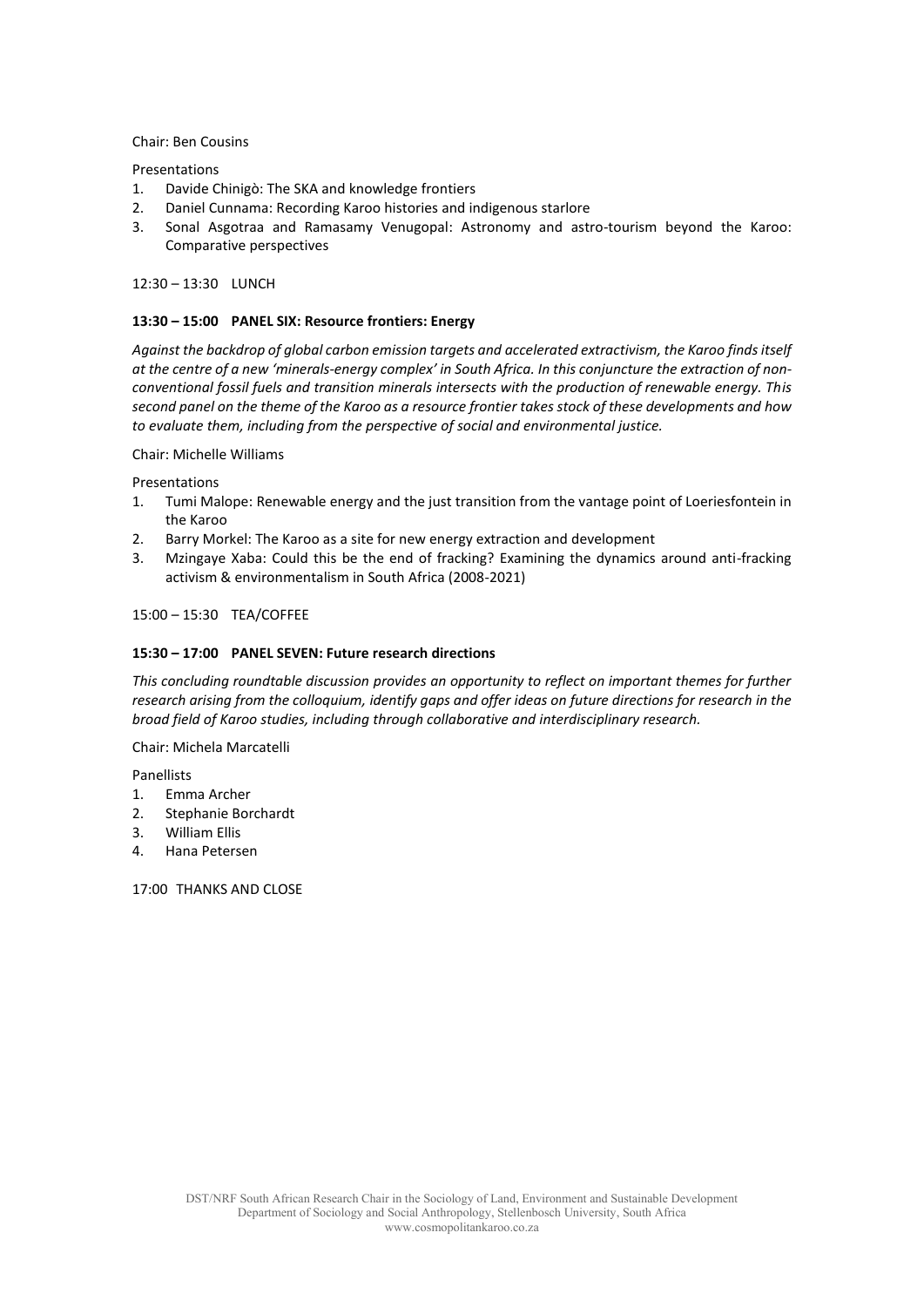Chair: Ben Cousins

Presentations

1. Davide Chinigò: The SKA and knowledge frontiers
2. Daniel Cunnama: Recording Karoo histories and indigenous starlore
3. Sonal Asgotraa and Ramasamy Venugopal: Astronomy and astro-tourism beyond the Karoo: Comparative perspectives

12:30 – 13:30 LUNCH

**13:30 – 15:00 PANEL SIX: Resource frontiers: Energy**

*Against the backdrop of global carbon emission targets and accelerated extractivism, the Karoo finds itself at the centre of a new 'minerals-energy complex' in South Africa. In this conjuncture the extraction of non-conventional fossil fuels and transition minerals intersects with the production of renewable energy. This second panel on the theme of the Karoo as a resource frontier takes stock of these developments and how to evaluate them, including from the perspective of social and environmental justice.*

Chair: Michelle Williams

Presentations

1. Tumi Malope: Renewable energy and the just transition from the vantage point of Loeriesfontein in the Karoo
2. Barry Morkel: The Karoo as a site for new energy extraction and development
3. Mzingaye Xaba: Could this be the end of fracking? Examining the dynamics around anti-fracking activism & environmentalism in South Africa (2008-2021)

15:00 – 15:30 TEA/COFFEE

**15:30 – 17:00 PANEL SEVEN: Future research directions**

*This concluding roundtable discussion provides an opportunity to reflect on important themes for further research arising from the colloquium, identify gaps and offer ideas on future directions for research in the broad field of Karoo studies, including through collaborative and interdisciplinary research.*

Chair: Michela Marcatelli

Panellists

1. Emma Archer
2. Stephanie Borchardt
3. William Ellis
4. Hana Petersen

17:00 THANKS AND CLOSE